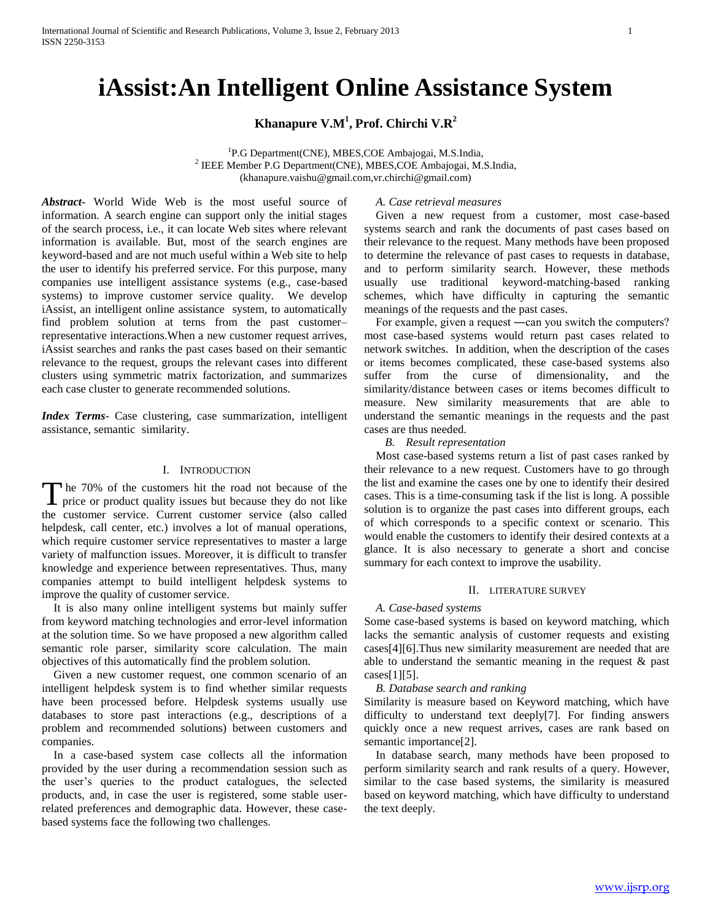# iAssist:An Intelligent Online Assistance System

**Khanapure V.M[1], Prof. Chirchi V.R[2]**

[1]P.G Department(CNE), MBES,COE Ambajogai, M.S.India,
[2] IEEE Member P.G Department(CNE), MBES,COE Ambajogai, M.S.India,
(khanapure.vaishu@gmail.com,vr.chirchi@gmail.com)

***Abstract***- World Wide Web is the most useful source of information. A search engine can support only the initial stages of the search process, i.e., it can locate Web sites where relevant information is available. But, most of the search engines are keyword-based and are not much useful within a Web site to help the user to identify his preferred service. For this purpose, many companies use intelligent assistance systems (e.g., case-based systems) to improve customer service quality. We develop iAssist, an intelligent online assistance system, to automatically find problem solution at terns from the past customer–representative interactions.When a new customer request arrives, iAssist searches and ranks the past cases based on their semantic relevance to the request, groups the relevant cases into different clusters using symmetric matrix factorization, and summarizes each case cluster to generate recommended solutions.

***Index Terms***- Case clustering, case summarization, intelligent assistance, semantic similarity.

## I. INTRODUCTION

The 70% of the customers hit the road not because of the price or product quality issues but because they do not like the customer service. Current customer service (also called helpdesk, call center, etc.) involves a lot of manual operations, which require customer service representatives to master a large variety of malfunction issues. Moreover, it is difficult to transfer knowledge and experience between representatives. Thus, many companies attempt to build intelligent helpdesk systems to improve the quality of customer service.

It is also many online intelligent systems but mainly suffer from keyword matching technologies and error-level information at the solution time. So we have proposed a new algorithm called semantic role parser, similarity score calculation. The main objectives of this automatically find the problem solution.

Given a new customer request, one common scenario of an intelligent helpdesk system is to find whether similar requests have been processed before. Helpdesk systems usually use databases to store past interactions (e.g., descriptions of a problem and recommended solutions) between customers and companies.

In a case-based system case collects all the information provided by the user during a recommendation session such as the user's queries to the product catalogues, the selected products, and, in case the user is registered, some stable user-related preferences and demographic data. However, these case-based systems face the following two challenges.

*A. Case retrieval measures*

Given a new request from a customer, most case-based systems search and rank the documents of past cases based on their relevance to the request. Many methods have been proposed to determine the relevance of past cases to requests in database, and to perform similarity search. However, these methods usually use traditional keyword-matching-based ranking schemes, which have difficulty in capturing the semantic meanings of the requests and the past cases.

For example, given a request ―can you switch the computers? most case-based systems would return past cases related to network switches. In addition, when the description of the cases or items becomes complicated, these case-based systems also suffer from the curse of dimensionality, and the similarity/distance between cases or items becomes difficult to measure. New similarity measurements that are able to understand the semantic meanings in the requests and the past cases are thus needed.

*B. Result representation*

Most case-based systems return a list of past cases ranked by their relevance to a new request. Customers have to go through the list and examine the cases one by one to identify their desired cases. This is a time-consuming task if the list is long. A possible solution is to organize the past cases into different groups, each of which corresponds to a specific context or scenario. This would enable the customers to identify their desired contexts at a glance. It is also necessary to generate a short and concise summary for each context to improve the usability.

## II. LITERATURE SURVEY

*A. Case-based systems*

Some case-based systems is based on keyword matching, which lacks the semantic analysis of customer requests and existing cases[4][6].Thus new similarity measurement are needed that are able to understand the semantic meaning in the request & past cases[1][5].

*B. Database search and ranking*

Similarity is measure based on Keyword matching, which have difficulty to understand text deeply[7]. For finding answers quickly once a new request arrives, cases are rank based on semantic importance[2].

In database search, many methods have been proposed to perform similarity search and rank results of a query. However, similar to the case based systems, the similarity is measured based on keyword matching, which have difficulty to understand the text deeply.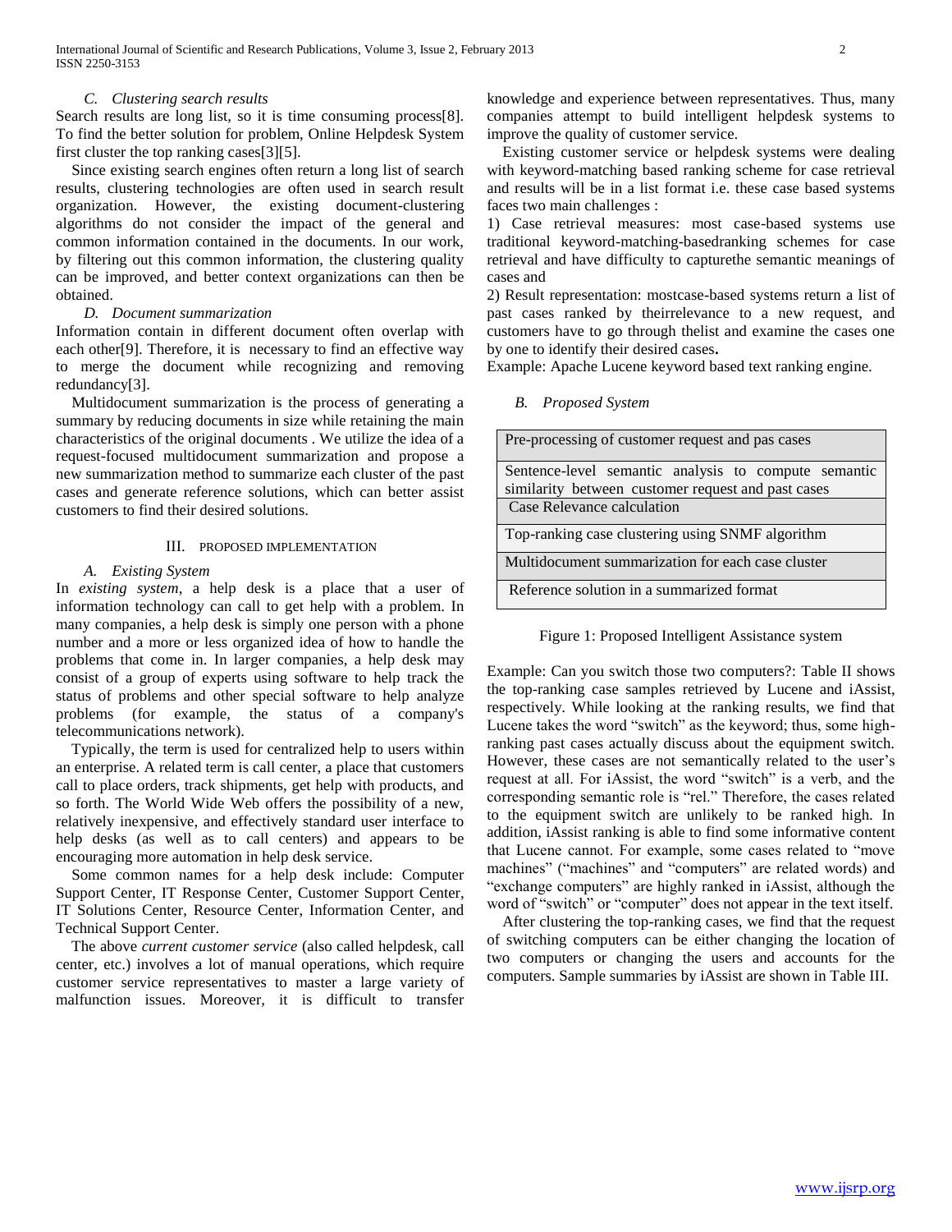### C. Clustering search results

Search results are long list, so it is time consuming process[8]. To find the better solution for problem, Online Helpdesk System first cluster the top ranking cases[3][5].

Since existing search engines often return a long list of search results, clustering technologies are often used in search result organization. However, the existing document-clustering algorithms do not consider the impact of the general and common information contained in the documents. In our work, by filtering out this common information, the clustering quality can be improved, and better context organizations can then be obtained.

### D. Document summarization

Information contain in different document often overlap with each other[9]. Therefore, it is necessary to find an effective way to merge the document while recognizing and removing redundancy[3].

Multidocument summarization is the process of generating a summary by reducing documents in size while retaining the main characteristics of the original documents . We utilize the idea of a request-focused multidocument summarization and propose a new summarization method to summarize each cluster of the past cases and generate reference solutions, which can better assist customers to find their desired solutions.

## III. PROPOSED IMPLEMENTATION

### A. Existing System

In *existing system*, a help desk is a place that a user of information technology can call to get help with a problem. In many companies, a help desk is simply one person with a phone number and a more or less organized idea of how to handle the problems that come in. In larger companies, a help desk may consist of a group of experts using software to help track the status of problems and other special software to help analyze problems (for example, the status of a company's telecommunications network).

Typically, the term is used for centralized help to users within an enterprise. A related term is call center, a place that customers call to place orders, track shipments, get help with products, and so forth. The World Wide Web offers the possibility of a new, relatively inexpensive, and effectively standard user interface to help desks (as well as to call centers) and appears to be encouraging more automation in help desk service.

Some common names for a help desk include: Computer Support Center, IT Response Center, Customer Support Center, IT Solutions Center, Resource Center, Information Center, and Technical Support Center.

The above *current customer service* (also called helpdesk, call center, etc.) involves a lot of manual operations, which require customer service representatives to master a large variety of malfunction issues. Moreover, it is difficult to transfer knowledge and experience between representatives. Thus, many companies attempt to build intelligent helpdesk systems to improve the quality of customer service.

Existing customer service or helpdesk systems were dealing with keyword-matching based ranking scheme for case retrieval and results will be in a list format i.e. these case based systems faces two main challenges :

1) Case retrieval measures: most case-based systems use traditional keyword-matching-basedranking schemes for case retrieval and have difficulty to capturethe semantic meanings of cases and

2) Result representation: mostcase-based systems return a list of past cases ranked by theirrelevance to a new request, and customers have to go through thelist and examine the cases one by one to identify their desired cases**.**

Example: Apache Lucene keyword based text ranking engine.

### B. Proposed System

| Pre-processing of customer request and pas cases |
|---|
| Sentence-level semantic analysis to compute semantic similarity between customer request and past cases |
| Case Relevance calculation |
| Top-ranking case clustering using SNMF algorithm |
| Multidocument summarization for each case cluster |
| Reference solution in a summarized format |

Figure 1: Proposed Intelligent Assistance system

Example: Can you switch those two computers?: Table II shows the top-ranking case samples retrieved by Lucene and iAssist, respectively. While looking at the ranking results, we find that Lucene takes the word "switch" as the keyword; thus, some high-ranking past cases actually discuss about the equipment switch. However, these cases are not semantically related to the user's request at all. For iAssist, the word "switch" is a verb, and the corresponding semantic role is "rel." Therefore, the cases related to the equipment switch are unlikely to be ranked high. In addition, iAssist ranking is able to find some informative content that Lucene cannot. For example, some cases related to "move machines" ("machines" and "computers" are related words) and "exchange computers" are highly ranked in iAssist, although the word of "switch" or "computer" does not appear in the text itself.

After clustering the top-ranking cases, we find that the request of switching computers can be either changing the location of two computers or changing the users and accounts for the computers. Sample summaries by iAssist are shown in Table III.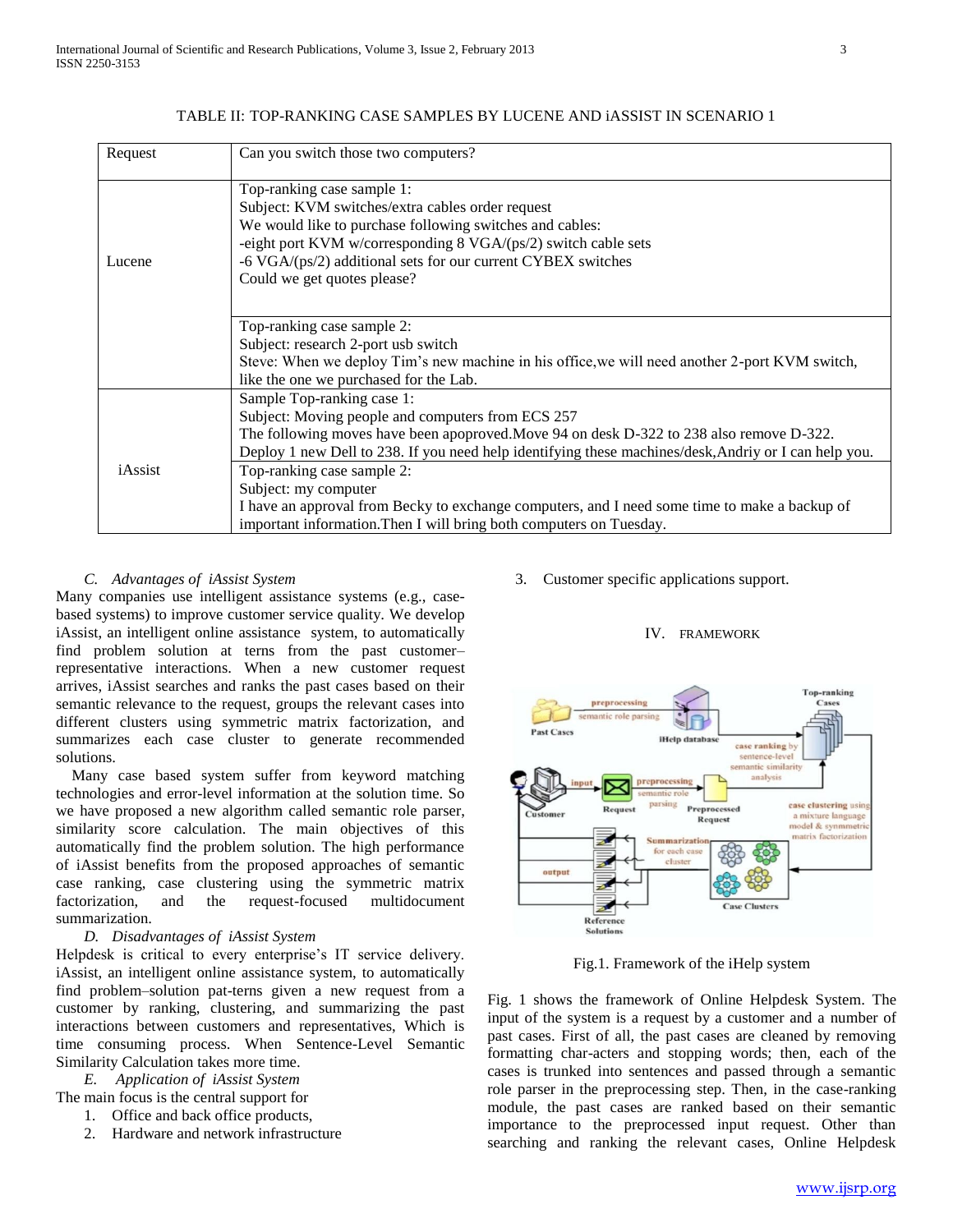TABLE II: TOP-RANKING CASE SAMPLES BY LUCENE AND iASSIST IN SCENARIO 1

| Request | Can you switch those two computers? |
|---|---|
| Lucene | Top-ranking case sample 1:<br>Subject: KVM switches/extra cables order request<br>We would like to purchase following switches and cables:<br>-eight port KVM w/corresponding 8 VGA/(ps/2) switch cable sets<br>-6 VGA/(ps/2) additional sets for our current CYBEX switches<br>Could we get quotes please? |
| | Top-ranking case sample 2:<br>Subject: research 2-port usb switch<br>Steve: When we deploy Tim's new machine in his office,we will need another 2-port KVM switch, like the one we purchased for the Lab. |
| iAssist | Sample Top-ranking case 1:<br>Subject: Moving people and computers from ECS 257<br>The following moves have been apoproved.Move 94 on desk D-322 to 238 also remove D-322. Deploy 1 new Dell to 238. If you need help identifying these machines/desk,Andriy or I can help you. |
| | Top-ranking case sample 2:<br>Subject: my computer<br>I have an approval from Becky to exchange computers, and I need some time to make a backup of important information.Then I will bring both computers on Tuesday. |

### *C. Advantages of iAssist System*

Many companies use intelligent assistance systems (e.g., case-based systems) to improve customer service quality. We develop iAssist, an intelligent online assistance system, to automatically find problem solution at terns from the past customer–representative interactions. When a new customer request arrives, iAssist searches and ranks the past cases based on their semantic relevance to the request, groups the relevant cases into different clusters using symmetric matrix factorization, and summarizes each case cluster to generate recommended solutions.

Many case based system suffer from keyword matching technologies and error-level information at the solution time. So we have proposed a new algorithm called semantic role parser, similarity score calculation. The main objectives of this automatically find the problem solution. The high performance of iAssist benefits from the proposed approaches of semantic case ranking, case clustering using the symmetric matrix factorization, and the request-focused multidocument summarization.

### *D. Disadvantages of iAssist System*

Helpdesk is critical to every enterprise's IT service delivery. iAssist, an intelligent online assistance system, to automatically find problem–solution pat-terns given a new request from a customer by ranking, clustering, and summarizing the past interactions between customers and representatives, Which is time consuming process. When Sentence-Level Semantic Similarity Calculation takes more time.

### *E. Application of iAssist System*

The main focus is the central support for

1. Office and back office products,
2. Hardware and network infrastructure
3. Customer specific applications support.

## IV. FRAMEWORK

Fig.1. Framework of the iHelp system

Fig. 1 shows the framework of Online Helpdesk System. The input of the system is a request by a customer and a number of past cases. First of all, the past cases are cleaned by removing formatting char-acters and stopping words; then, each of the cases is trunked into sentences and passed through a semantic role parser in the preprocessing step. Then, in the case-ranking module, the past cases are ranked based on their semantic importance to the preprocessed input request. Other than searching and ranking the relevant cases, Online Helpdesk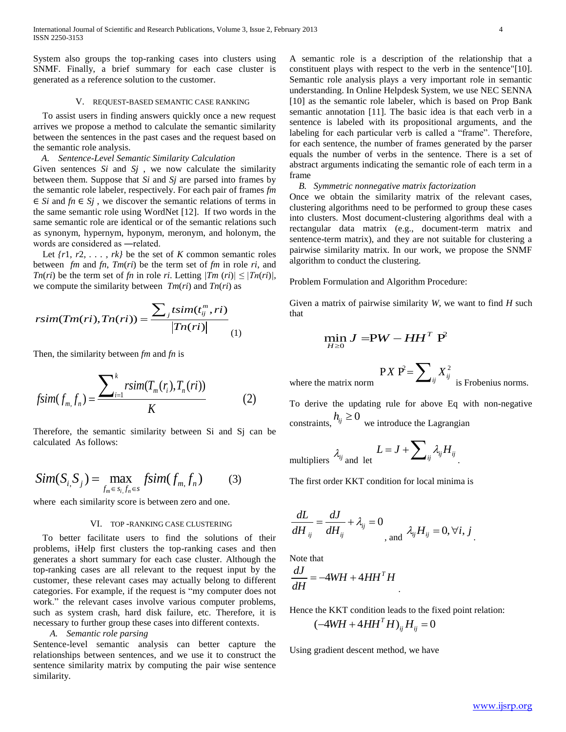System also groups the top-ranking cases into clusters using SNMF. Finally, a brief summary for each case cluster is generated as a reference solution to the customer.

## V. REQUEST-BASED SEMANTIC CASE RANKING

To assist users in finding answers quickly once a new request arrives we propose a method to calculate the semantic similarity between the sentences in the past cases and the request based on the semantic role analysis.

### *A. Sentence-Level Semantic Similarity Calculation*

Given sentences $Si$ and $Sj$ , we now calculate the similarity between them. Suppose that $Si$ and $Sj$ are parsed into frames by the semantic role labeler, respectively. For each pair of frames $fm \in Si$ and $fn \in Sj$ , we discover the semantic relations of terms in the same semantic role using WordNet [12]. If two words in the same semantic role are identical or of the semantic relations such as synonym, hypernym, hyponym, meronym, and holonym, the words are considered as ―related.

Let $\{r1, r2, \ldots, rk\}$ be the set of $K$ common semantic roles between $fm$ and $fn$, $Tm(ri)$ be the term set of $fm$ in role $ri$, and $Tn(ri)$ be the term set of $fn$ in role $ri$. Letting $|Tm(ri)| \leq |Tn(ri)|$, we compute the similarity between $Tm(ri)$ and $Tn(ri)$ as

$$rsim(Tm(ri), Tn(ri)) = \frac{\sum_j tsim(t_{ij}^m, ri)}{|Tn(ri)|} \quad (1)$$

Then, the similarity between $fm$ and $fn$ is

$$fsim(f_m, f_n) = \frac{\sum_{i=1}^{k} rsim(T_m(r_i), T_n(ri))}{K} \quad (2)$$

Therefore, the semantic similarity between Si and Sj can be calculated As follows:

$$Sim(S_i, S_j) = \max_{f_m \in s_i, f_n \in s} fsim(f_m, f_n) \quad (3)$$

where each similarity score is between zero and one.

## VI. TOP -RANKING CASE CLUSTERING

To better facilitate users to find the solutions of their problems, iHelp first clusters the top-ranking cases and then generates a short summary for each case cluster. Although the top-ranking cases are all relevant to the request input by the customer, these relevant cases may actually belong to different categories. For example, if the request is "my computer does not work." the relevant cases involve various computer problems, such as system crash, hard disk failure, etc. Therefore, it is necessary to further group these cases into different contexts.

### *A. Semantic role parsing*

Sentence-level semantic analysis can better capture the relationships between sentences, and we use it to construct the sentence similarity matrix by computing the pair wise sentence similarity.

A semantic role is a description of the relationship that a constituent plays with respect to the verb in the sentence"[10]. Semantic role analysis plays a very important role in semantic understanding. In Online Helpdesk System, we use NEC SENNA [10] as the semantic role labeler, which is based on Prop Bank semantic annotation [11]. The basic idea is that each verb in a sentence is labeled with its propositional arguments, and the labeling for each particular verb is called a "frame". Therefore, for each sentence, the number of frames generated by the parser equals the number of verbs in the sentence. There is a set of abstract arguments indicating the semantic role of each term in a frame

### *B. Symmetric nonnegative matrix factorization*

Once we obtain the similarity matrix of the relevant cases, clustering algorithms need to be performed to group these cases into clusters. Most document-clustering algorithms deal with a rectangular data matrix (e.g., document-term matrix and sentence-term matrix), and they are not suitable for clustering a pairwise similarity matrix. In our work, we propose the SNMF algorithm to conduct the clustering.

Problem Formulation and Algorithm Procedure:

Given a matrix of pairwise similarity $W$, we want to find $H$ such that

$$\min_{H \geq 0} J = \| W - HH^T \|^2$$

where the matrix norm $\| X \|^2 = \sum_{ij} X_{ij}^2$ is Frobenius norms.

To derive the updating rule for above Eq with non-negative constraints, $h_{ij} \geq 0$ we introduce the Lagrangian multipliers $\lambda_{ij}$ and let $L = J + \sum_{ij} \lambda_{ij} H_{ij}$.

The first order KKT condition for local minima is

$$\frac{dL}{dH_{ij}} = \frac{dJ}{dH_{ij}} + \lambda_{ij} = 0, \text{ and } \lambda_{ij} H_{ij} = 0, \forall i, j.$$

Note that

$$\frac{dJ}{dH} = -4WH + 4HH^T H.$$

Hence the KKT condition leads to the fixed point relation:

$$(-4WH + 4HH^T H)_{ij} H_{ij} = 0$$

Using gradient descent method, we have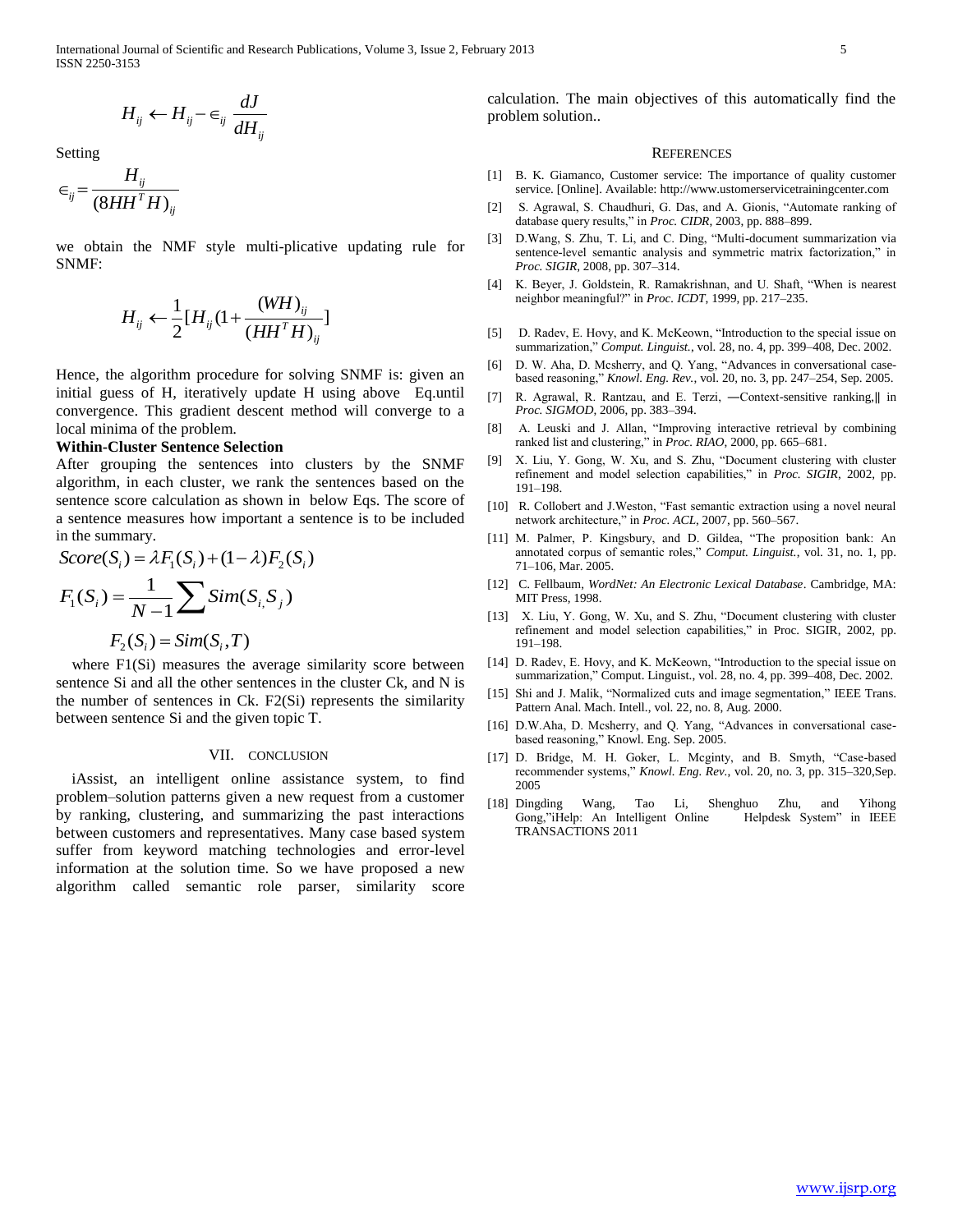$$H_{ij} \leftarrow H_{ij} - \epsilon_{ij} \frac{dJ}{dH_{ij}}$$

Setting

$$\epsilon_{ij} = \frac{H_{ij}}{(8HH^T H)_{ij}}$$

we obtain the NMF style multi-plicative updating rule for SNMF:

$$H_{ij} \leftarrow \frac{1}{2}[H_{ij}(1 + \frac{(WH)_{ij}}{(HH^T H)_{ij}}]$$

Hence, the algorithm procedure for solving SNMF is: given an initial guess of H, iteratively update H using above Eq.until convergence. This gradient descent method will converge to a local minima of the problem.

**Within-Cluster Sentence Selection**

After grouping the sentences into clusters by the SNMF algorithm, in each cluster, we rank the sentences based on the sentence score calculation as shown in below Eqs. The score of a sentence measures how important a sentence is to be included in the summary.

$$Score(S_i) = \lambda F_1(S_i) + (1-\lambda) F_2(S_i)$$

$$F_1(S_i) = \frac{1}{N-1} \sum Sim(S_i, S_j)$$

$$F_2(S_i) = Sim(S_i, T)$$

where F1(Si) measures the average similarity score between sentence Si and all the other sentences in the cluster Ck, and N is the number of sentences in Ck. F2(Si) represents the similarity between sentence Si and the given topic T.

## VII. CONCLUSION

iAssist, an intelligent online assistance system, to find problem–solution patterns given a new request from a customer by ranking, clustering, and summarizing the past interactions between customers and representatives. Many case based system suffer from keyword matching technologies and error-level information at the solution time. So we have proposed a new algorithm called semantic role parser, similarity score calculation. The main objectives of this automatically find the problem solution..

## REFERENCES

[1] B. K. Giamanco, Customer service: The importance of quality customer service. [Online]. Available: http://www.ustomerservicetrainingcenter.com

[2] S. Agrawal, S. Chaudhuri, G. Das, and A. Gionis, "Automate ranking of database query results," in *Proc. CIDR*, 2003, pp. 888–899.

[3] D.Wang, S. Zhu, T. Li, and C. Ding, "Multi-document summarization via sentence-level semantic analysis and symmetric matrix factorization," in *Proc. SIGIR*, 2008, pp. 307–314.

[4] K. Beyer, J. Goldstein, R. Ramakrishnan, and U. Shaft, "When is nearest neighbor meaningful?" in *Proc. ICDT*, 1999, pp. 217–235.

[5] D. Radev, E. Hovy, and K. McKeown, "Introduction to the special issue on summarization," *Comput. Linguist.*, vol. 28, no. 4, pp. 399–408, Dec. 2002.

[6] D. W. Aha, D. Mcsherry, and Q. Yang, "Advances in conversational case-based reasoning," *Knowl. Eng. Rev.*, vol. 20, no. 3, pp. 247–254, Sep. 2005.

[7] R. Agrawal, R. Rantzau, and E. Terzi, ―Context-sensitive ranking,‖ in *Proc. SIGMOD*, 2006, pp. 383–394.

[8] A. Leuski and J. Allan, "Improving interactive retrieval by combining ranked list and clustering," in *Proc. RIAO*, 2000, pp. 665–681.

[9] X. Liu, Y. Gong, W. Xu, and S. Zhu, "Document clustering with cluster refinement and model selection capabilities," in *Proc. SIGIR*, 2002, pp. 191–198.

[10] R. Collobert and J.Weston, "Fast semantic extraction using a novel neural network architecture," in *Proc. ACL*, 2007, pp. 560–567.

[11] M. Palmer, P. Kingsbury, and D. Gildea, "The proposition bank: An annotated corpus of semantic roles," *Comput. Linguist.*, vol. 31, no. 1, pp. 71–106, Mar. 2005.

[12] C. Fellbaum, *WordNet: An Electronic Lexical Database*. Cambridge, MA: MIT Press, 1998.

[13] X. Liu, Y. Gong, W. Xu, and S. Zhu, "Document clustering with cluster refinement and model selection capabilities," in Proc. SIGIR, 2002, pp. 191–198.

[14] D. Radev, E. Hovy, and K. McKeown, "Introduction to the special issue on summarization," Comput. Linguist., vol. 28, no. 4, pp. 399–408, Dec. 2002.

[15] Shi and J. Malik, "Normalized cuts and image segmentation," IEEE Trans. Pattern Anal. Mach. Intell., vol. 22, no. 8, Aug. 2000.

[16] D.W.Aha, D. Mcsherry, and Q. Yang, "Advances in conversational case-based reasoning," Knowl. Eng. Sep. 2005.

[17] D. Bridge, M. H. Goker, L. Mcginty, and B. Smyth, "Case-based recommender systems," *Knowl. Eng. Rev.*, vol. 20, no. 3, pp. 315–320,Sep. 2005

[18] Dingding Wang, Tao Li, Shenghuo Zhu, and Yihong Gong,"iHelp: An Intelligent Online Helpdesk System" in IEEE TRANSACTIONS 2011